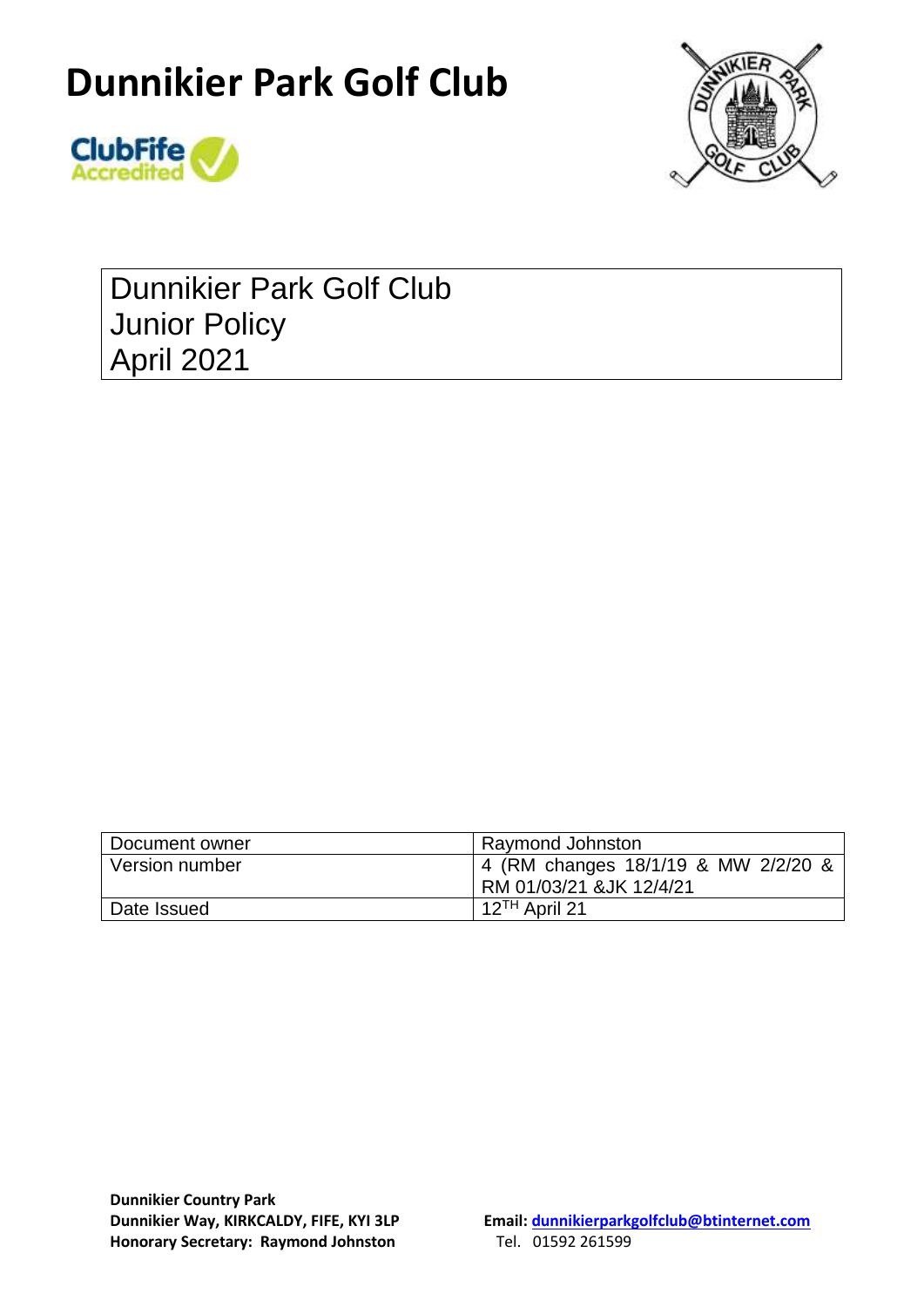# Dunnikier Park Golf Club

ClubFife Accredited

Dunnikier Park Golf Club
Junior Policy
April 2021

| Document owner | Raymond Johnston |
|---|---|
| Version number | 4 (RM changes 18/1/19 & MW 2/2/20 & RM 01/03/21 &JK 12/4/21 |
| Date Issued | 12TH April 21 |

**Dunnikier Country Park**
**Dunnikier Way, KIRKCALDY, FIFE, KYI 3LP**
**Honorary Secretary: Raymond Johnston**

**Email: dunnikierparkgolfclub@btinternet.com**
Tel. 01592 261599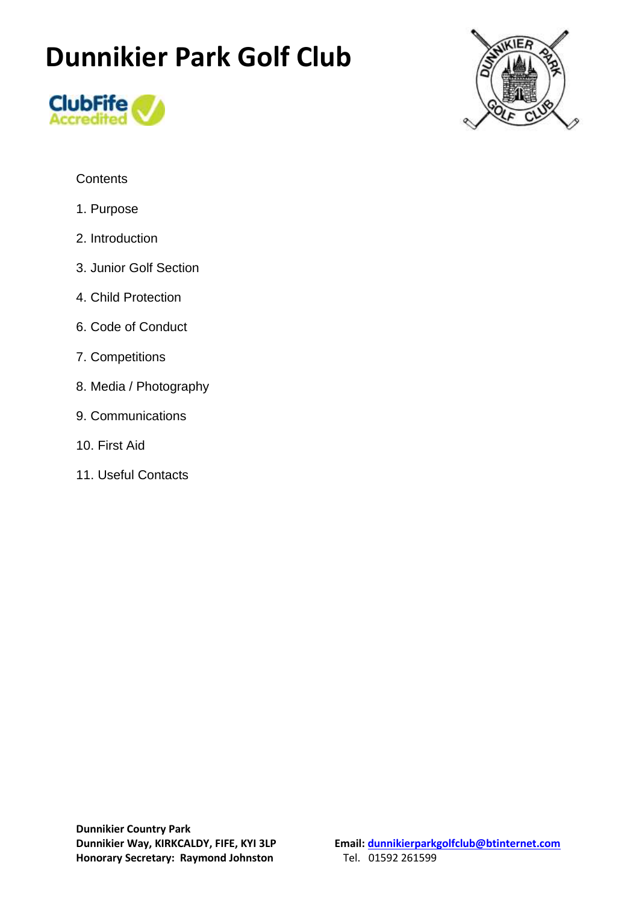# Dunnikier Park Golf Club

Contents

1. Purpose
2. Introduction
3. Junior Golf Section
4. Child Protection
6. Code of Conduct
7. Competitions
8. Media / Photography
9. Communications
10. First Aid
11. Useful Contacts

**Dunnikier Country Park**
**Dunnikier Way, KIRKCALDY, FIFE, KYI 3LP**
**Honorary Secretary: Raymond Johnston**

**Email: dunnikierparkgolfclub@btinternet.com**
Tel. 01592 261599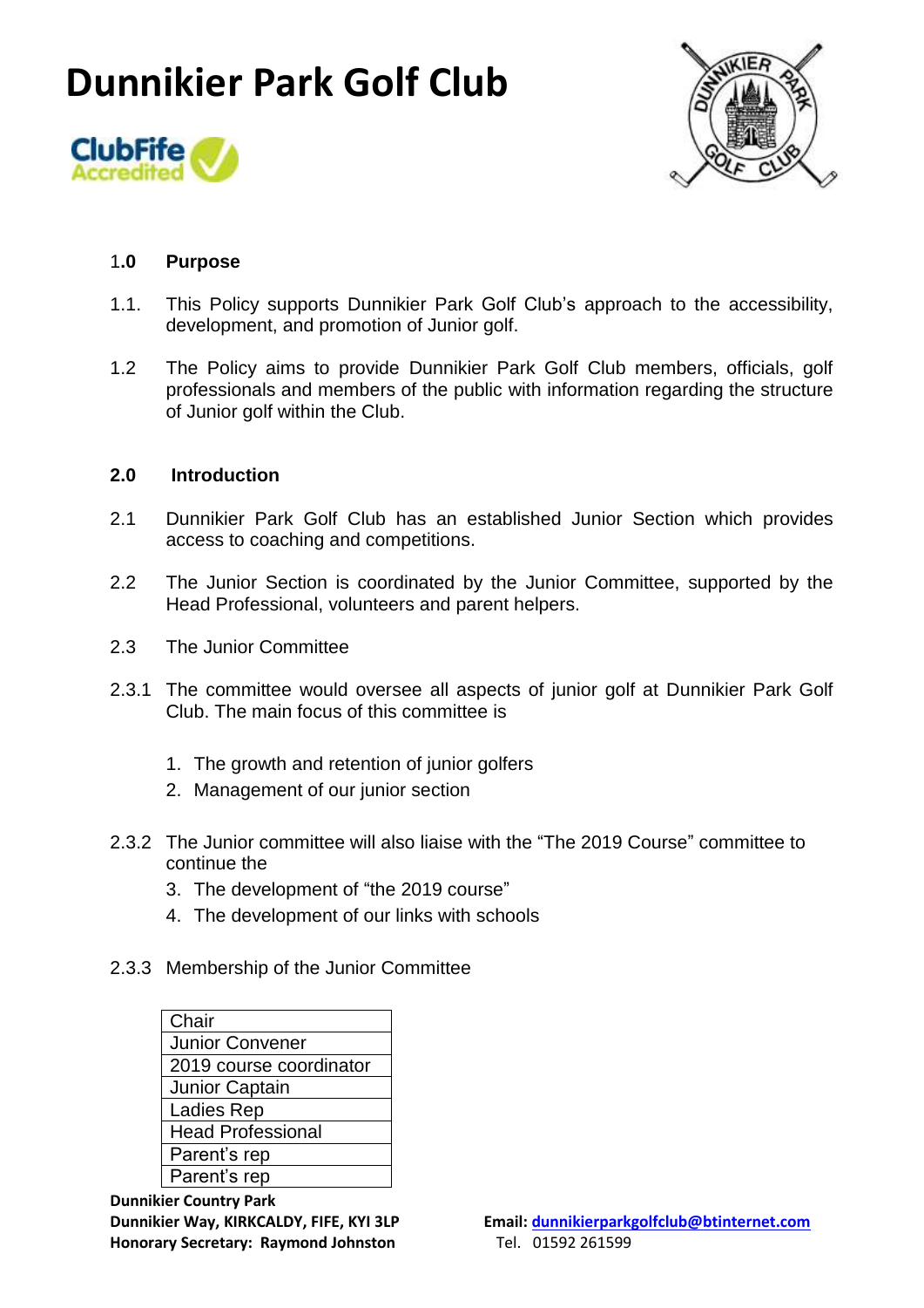# Dunnikier Park Golf Club

ClubFife Accredited

**1.0 Purpose**

1.1. This Policy supports Dunnikier Park Golf Club's approach to the accessibility, development, and promotion of Junior golf.

1.2 The Policy aims to provide Dunnikier Park Golf Club members, officials, golf professionals and members of the public with information regarding the structure of Junior golf within the Club.

**2.0 Introduction**

2.1 Dunnikier Park Golf Club has an established Junior Section which provides access to coaching and competitions.

2.2 The Junior Section is coordinated by the Junior Committee, supported by the Head Professional, volunteers and parent helpers.

2.3 The Junior Committee

2.3.1 The committee would oversee all aspects of junior golf at Dunnikier Park Golf Club. The main focus of this committee is

1. The growth and retention of junior golfers
2. Management of our junior section

2.3.2 The Junior committee will also liaise with the "The 2019 Course" committee to continue the

3. The development of "the 2019 course"
4. The development of our links with schools

2.3.3 Membership of the Junior Committee

| |
|---|
| Chair |
| Junior Convener |
| 2019 course coordinator |
| Junior Captain |
| Ladies Rep |
| Head Professional |
| Parent's rep |
| Parent's rep |

**Dunnikier Country Park**
**Dunnikier Way, KIRKCALDY, FIFE, KYI 3LP**
**Honorary Secretary: Raymond Johnston**

**Email: dunnikierparkgolfclub@btinternet.com**
Tel. 01592 261599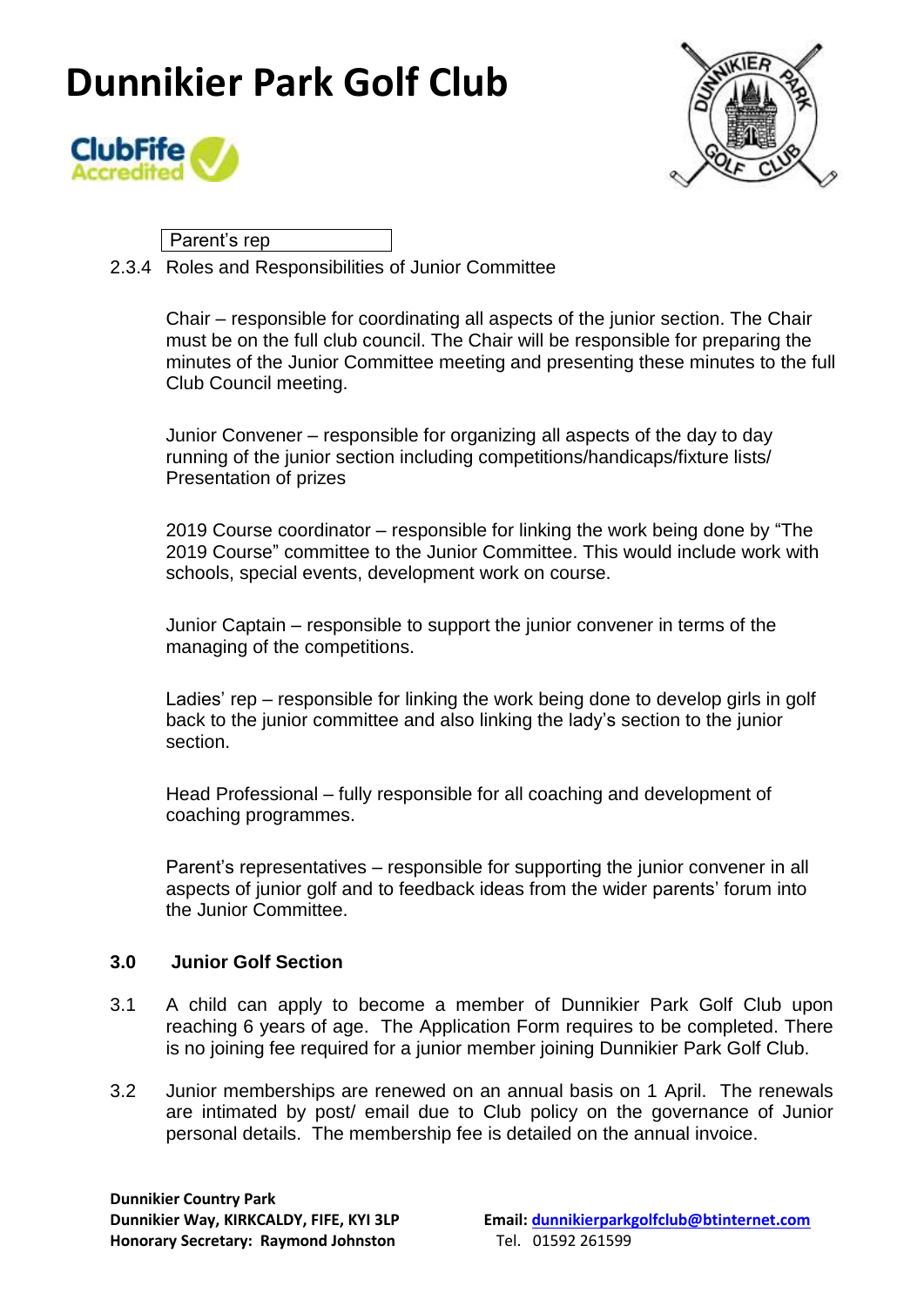| Parent's rep |
|---|

2.3.4 Roles and Responsibilities of Junior Committee

Chair – responsible for coordinating all aspects of the junior section. The Chair must be on the full club council. The Chair will be responsible for preparing the minutes of the Junior Committee meeting and presenting these minutes to the full Club Council meeting.

Junior Convener – responsible for organizing all aspects of the day to day running of the junior section including competitions/handicaps/fixture lists/ Presentation of prizes

2019 Course coordinator – responsible for linking the work being done by "The 2019 Course" committee to the Junior Committee. This would include work with schools, special events, development work on course.

Junior Captain – responsible to support the junior convener in terms of the managing of the competitions.

Ladies' rep – responsible for linking the work being done to develop girls in golf back to the junior committee and also linking the lady's section to the junior section.

Head Professional – fully responsible for all coaching and development of coaching programmes.

Parent's representatives – responsible for supporting the junior convener in all aspects of junior golf and to feedback ideas from the wider parents' forum into the Junior Committee.

## 3.0 Junior Golf Section

3.1 A child can apply to become a member of Dunnikier Park Golf Club upon reaching 6 years of age. The Application Form requires to be completed. There is no joining fee required for a junior member joining Dunnikier Park Golf Club.

3.2 Junior memberships are renewed on an annual basis on 1 April. The renewals are intimated by post/ email due to Club policy on the governance of Junior personal details. The membership fee is detailed on the annual invoice.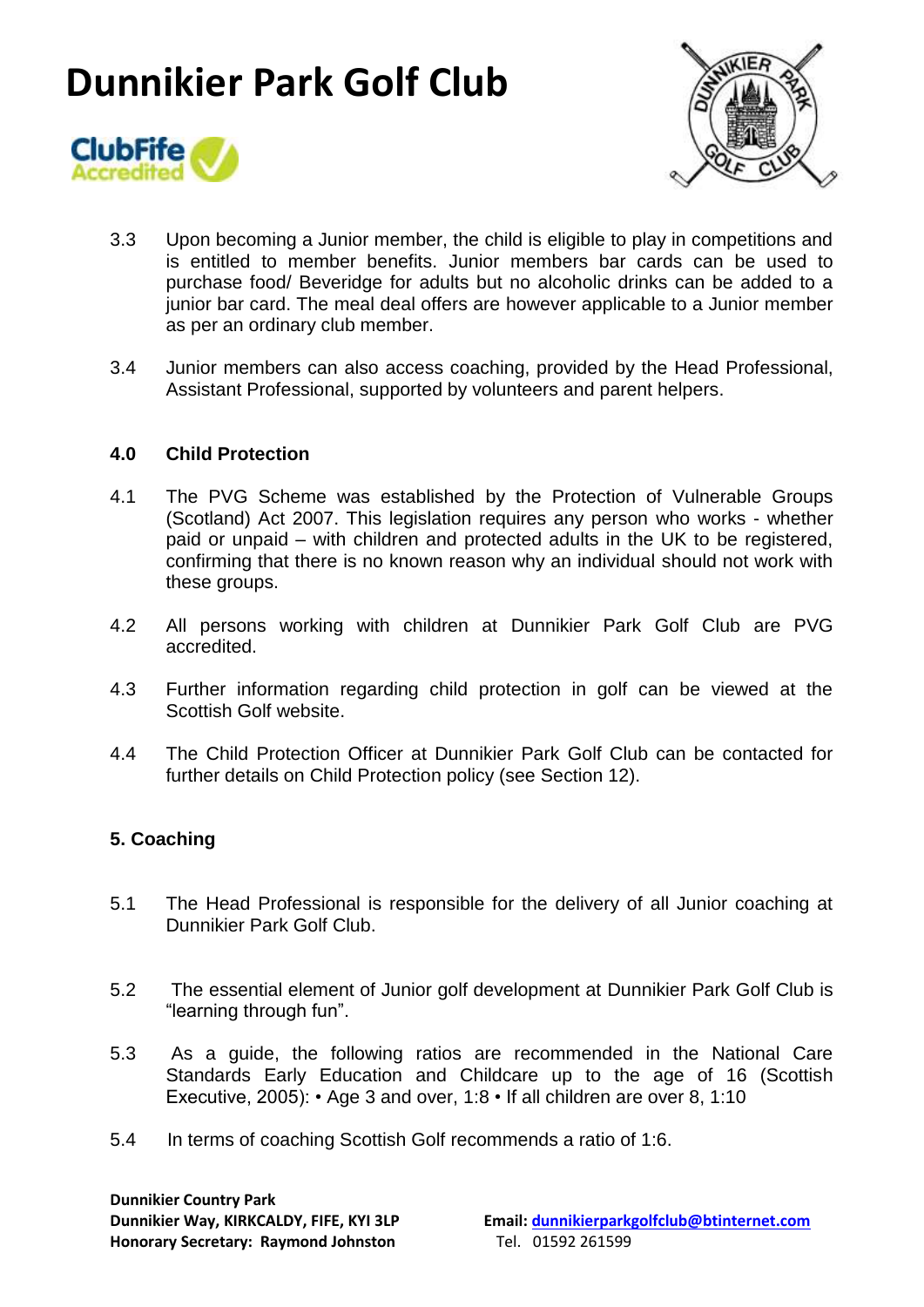3.3 Upon becoming a Junior member, the child is eligible to play in competitions and is entitled to member benefits. Junior members bar cards can be used to purchase food/ Beveridge for adults but no alcoholic drinks can be added to a junior bar card. The meal deal offers are however applicable to a Junior member as per an ordinary club member.

3.4 Junior members can also access coaching, provided by the Head Professional, Assistant Professional, supported by volunteers and parent helpers.

**4.0 Child Protection**

4.1 The PVG Scheme was established by the Protection of Vulnerable Groups (Scotland) Act 2007. This legislation requires any person who works - whether paid or unpaid – with children and protected adults in the UK to be registered, confirming that there is no known reason why an individual should not work with these groups.

4.2 All persons working with children at Dunnikier Park Golf Club are PVG accredited.

4.3 Further information regarding child protection in golf can be viewed at the Scottish Golf website.

4.4 The Child Protection Officer at Dunnikier Park Golf Club can be contacted for further details on Child Protection policy (see Section 12).

**5. Coaching**

5.1 The Head Professional is responsible for the delivery of all Junior coaching at Dunnikier Park Golf Club.

5.2 The essential element of Junior golf development at Dunnikier Park Golf Club is "learning through fun".

5.3 As a guide, the following ratios are recommended in the National Care Standards Early Education and Childcare up to the age of 16 (Scottish Executive, 2005): • Age 3 and over, 1:8 • If all children are over 8, 1:10

5.4 In terms of coaching Scottish Golf recommends a ratio of 1:6.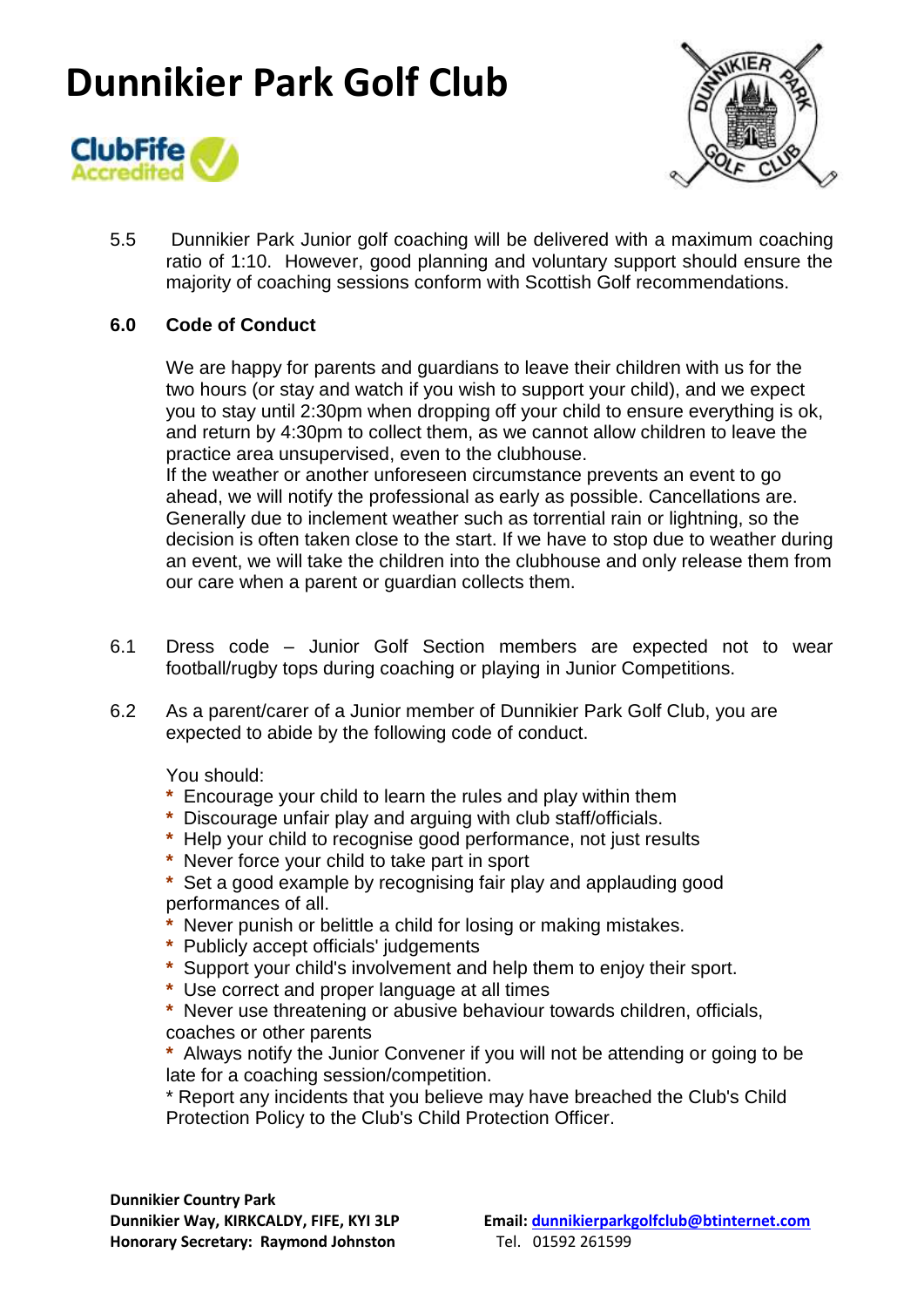5.5 Dunnikier Park Junior golf coaching will be delivered with a maximum coaching ratio of 1:10. However, good planning and voluntary support should ensure the majority of coaching sessions conform with Scottish Golf recommendations.

## 6.0 Code of Conduct

We are happy for parents and guardians to leave their children with us for the two hours (or stay and watch if you wish to support your child), and we expect you to stay until 2:30pm when dropping off your child to ensure everything is ok, and return by 4:30pm to collect them, as we cannot allow children to leave the practice area unsupervised, even to the clubhouse.
If the weather or another unforeseen circumstance prevents an event to go ahead, we will notify the professional as early as possible. Cancellations are. Generally due to inclement weather such as torrential rain or lightning, so the decision is often taken close to the start. If we have to stop due to weather during an event, we will take the children into the clubhouse and only release them from our care when a parent or guardian collects them.

6.1 Dress code – Junior Golf Section members are expected not to wear football/rugby tops during coaching or playing in Junior Competitions.

6.2 As a parent/carer of a Junior member of Dunnikier Park Golf Club, you are expected to abide by the following code of conduct.

You should:

* Encourage your child to learn the rules and play within them
* Discourage unfair play and arguing with club staff/officials.
* Help your child to recognise good performance, not just results
* Never force your child to take part in sport
* Set a good example by recognising fair play and applauding good performances of all.
* Never punish or belittle a child for losing or making mistakes.
* Publicly accept officials' judgements
* Support your child's involvement and help them to enjoy their sport.
* Use correct and proper language at all times
* Never use threatening or abusive behaviour towards children, officials, coaches or other parents
* Always notify the Junior Convener if you will not be attending or going to be late for a coaching session/competition.
* Report any incidents that you believe may have breached the Club's Child Protection Policy to the Club's Child Protection Officer.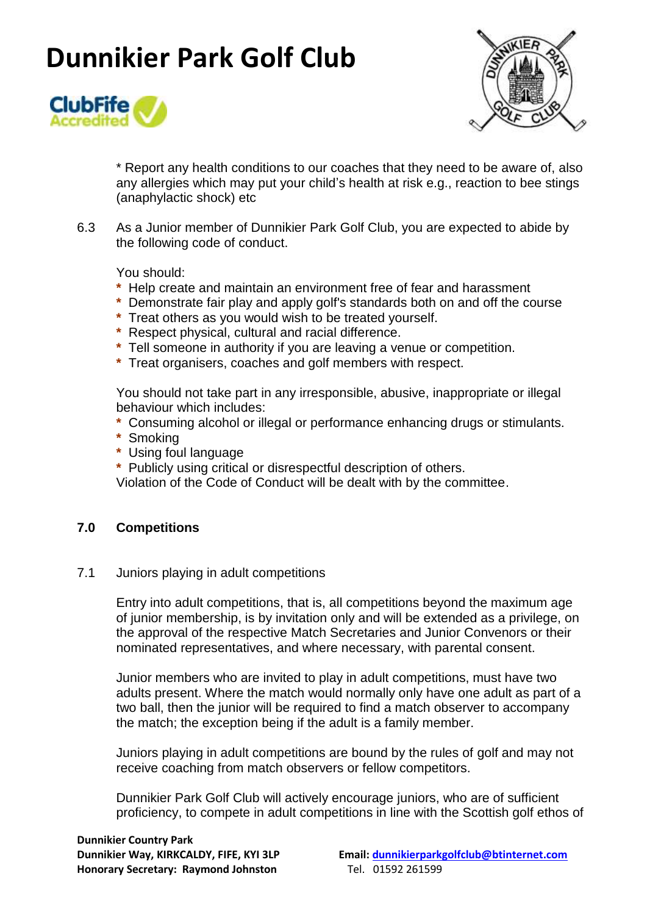* Report any health conditions to our coaches that they need to be aware of, also any allergies which may put your child's health at risk e.g., reaction to bee stings (anaphylactic shock) etc

6.3 As a Junior member of Dunnikier Park Golf Club, you are expected to abide by the following code of conduct.

You should:

* Help create and maintain an environment free of fear and harassment
* Demonstrate fair play and apply golf's standards both on and off the course
* Treat others as you would wish to be treated yourself.
* Respect physical, cultural and racial difference.
* Tell someone in authority if you are leaving a venue or competition.
* Treat organisers, coaches and golf members with respect.

You should not take part in any irresponsible, abusive, inappropriate or illegal behaviour which includes:

* Consuming alcohol or illegal or performance enhancing drugs or stimulants.
* Smoking
* Using foul language
* Publicly using critical or disrespectful description of others.

Violation of the Code of Conduct will be dealt with by the committee.

## 7.0 Competitions

7.1 Juniors playing in adult competitions

Entry into adult competitions, that is, all competitions beyond the maximum age of junior membership, is by invitation only and will be extended as a privilege, on the approval of the respective Match Secretaries and Junior Convenors or their nominated representatives, and where necessary, with parental consent.

Junior members who are invited to play in adult competitions, must have two adults present. Where the match would normally only have one adult as part of a two ball, then the junior will be required to find a match observer to accompany the match; the exception being if the adult is a family member.

Juniors playing in adult competitions are bound by the rules of golf and may not receive coaching from match observers or fellow competitors.

Dunnikier Park Golf Club will actively encourage juniors, who are of sufficient proficiency, to compete in adult competitions in line with the Scottish golf ethos of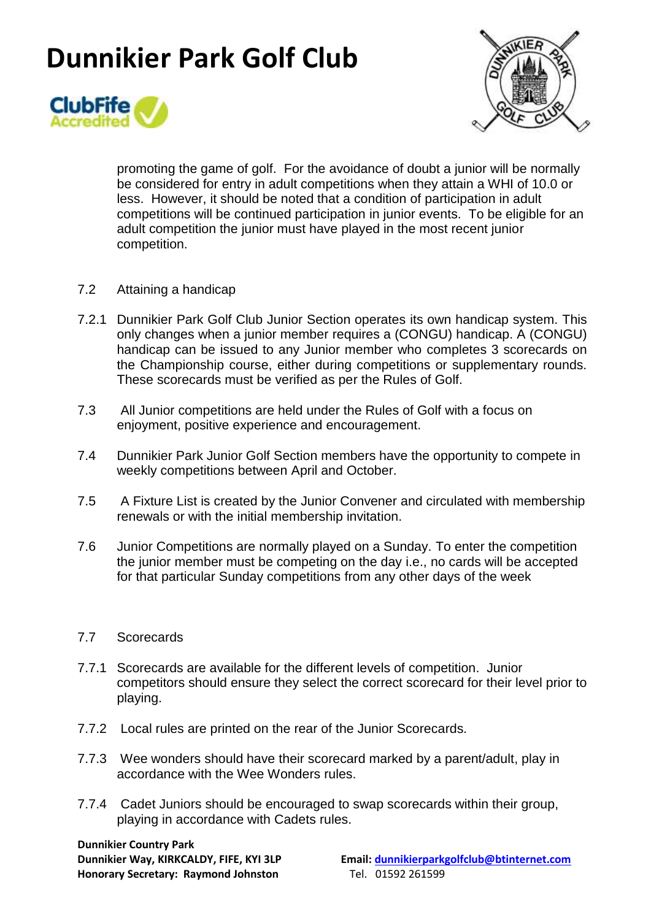promoting the game of golf. For the avoidance of doubt a junior will be normally be considered for entry in adult competitions when they attain a WHI of 10.0 or less. However, it should be noted that a condition of participation in adult competitions will be continued participation in junior events. To be eligible for an adult competition the junior must have played in the most recent junior competition.

7.2 Attaining a handicap

7.2.1 Dunnikier Park Golf Club Junior Section operates its own handicap system. This only changes when a junior member requires a (CONGU) handicap. A (CONGU) handicap can be issued to any Junior member who completes 3 scorecards on the Championship course, either during competitions or supplementary rounds. These scorecards must be verified as per the Rules of Golf.

7.3 All Junior competitions are held under the Rules of Golf with a focus on enjoyment, positive experience and encouragement.

7.4 Dunnikier Park Junior Golf Section members have the opportunity to compete in weekly competitions between April and October.

7.5 A Fixture List is created by the Junior Convener and circulated with membership renewals or with the initial membership invitation.

7.6 Junior Competitions are normally played on a Sunday. To enter the competition the junior member must be competing on the day i.e., no cards will be accepted for that particular Sunday competitions from any other days of the week

7.7 Scorecards

7.7.1 Scorecards are available for the different levels of competition. Junior competitors should ensure they select the correct scorecard for their level prior to playing.

7.7.2 Local rules are printed on the rear of the Junior Scorecards.

7.7.3 Wee wonders should have their scorecard marked by a parent/adult, play in accordance with the Wee Wonders rules.

7.7.4 Cadet Juniors should be encouraged to swap scorecards within their group, playing in accordance with Cadets rules.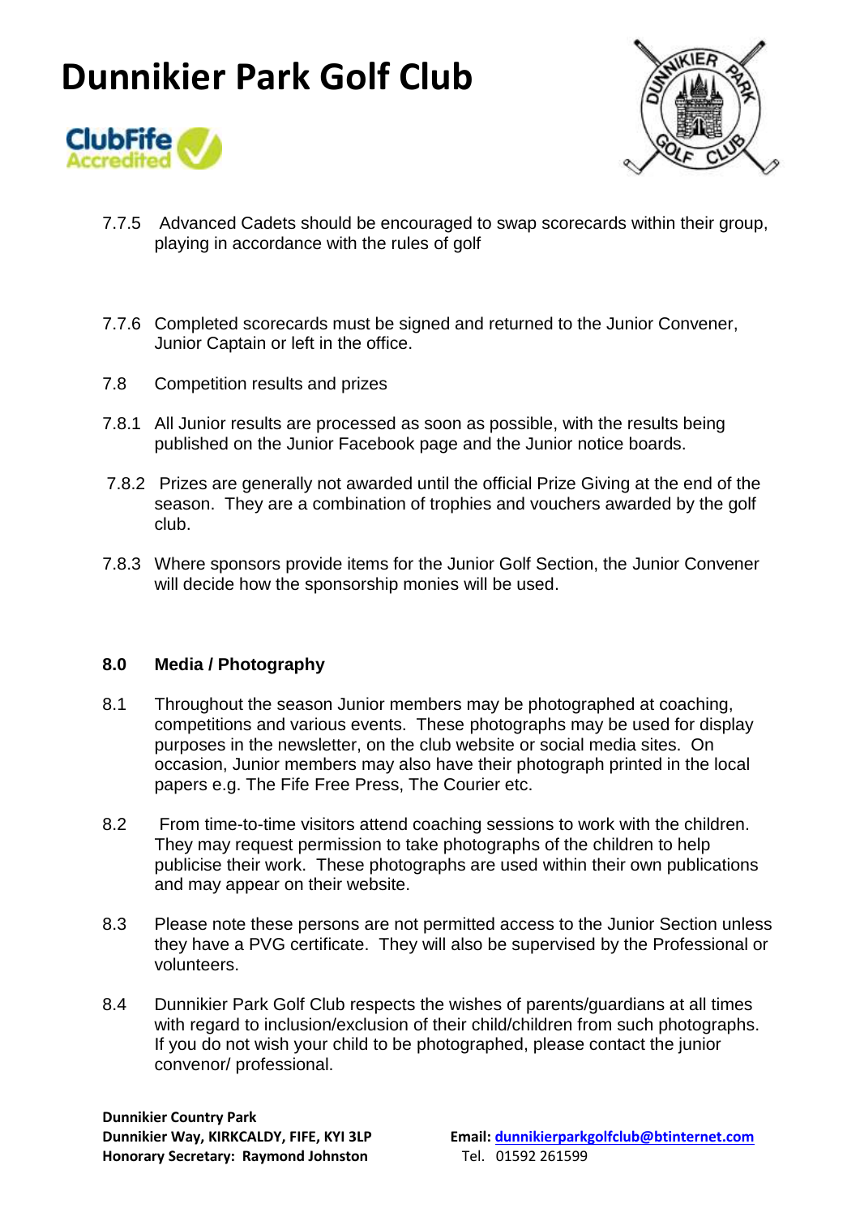7.7.5 Advanced Cadets should be encouraged to swap scorecards within their group, playing in accordance with the rules of golf

7.7.6 Completed scorecards must be signed and returned to the Junior Convener, Junior Captain or left in the office.

7.8 Competition results and prizes

7.8.1 All Junior results are processed as soon as possible, with the results being published on the Junior Facebook page and the Junior notice boards.

7.8.2 Prizes are generally not awarded until the official Prize Giving at the end of the season. They are a combination of trophies and vouchers awarded by the golf club.

7.8.3 Where sponsors provide items for the Junior Golf Section, the Junior Convener will decide how the sponsorship monies will be used.

**8.0 Media / Photography**

8.1 Throughout the season Junior members may be photographed at coaching, competitions and various events. These photographs may be used for display purposes in the newsletter, on the club website or social media sites. On occasion, Junior members may also have their photograph printed in the local papers e.g. The Fife Free Press, The Courier etc.

8.2 From time-to-time visitors attend coaching sessions to work with the children. They may request permission to take photographs of the children to help publicise their work. These photographs are used within their own publications and may appear on their website.

8.3 Please note these persons are not permitted access to the Junior Section unless they have a PVG certificate. They will also be supervised by the Professional or volunteers.

8.4 Dunnikier Park Golf Club respects the wishes of parents/guardians at all times with regard to inclusion/exclusion of their child/children from such photographs. If you do not wish your child to be photographed, please contact the junior convenor/ professional.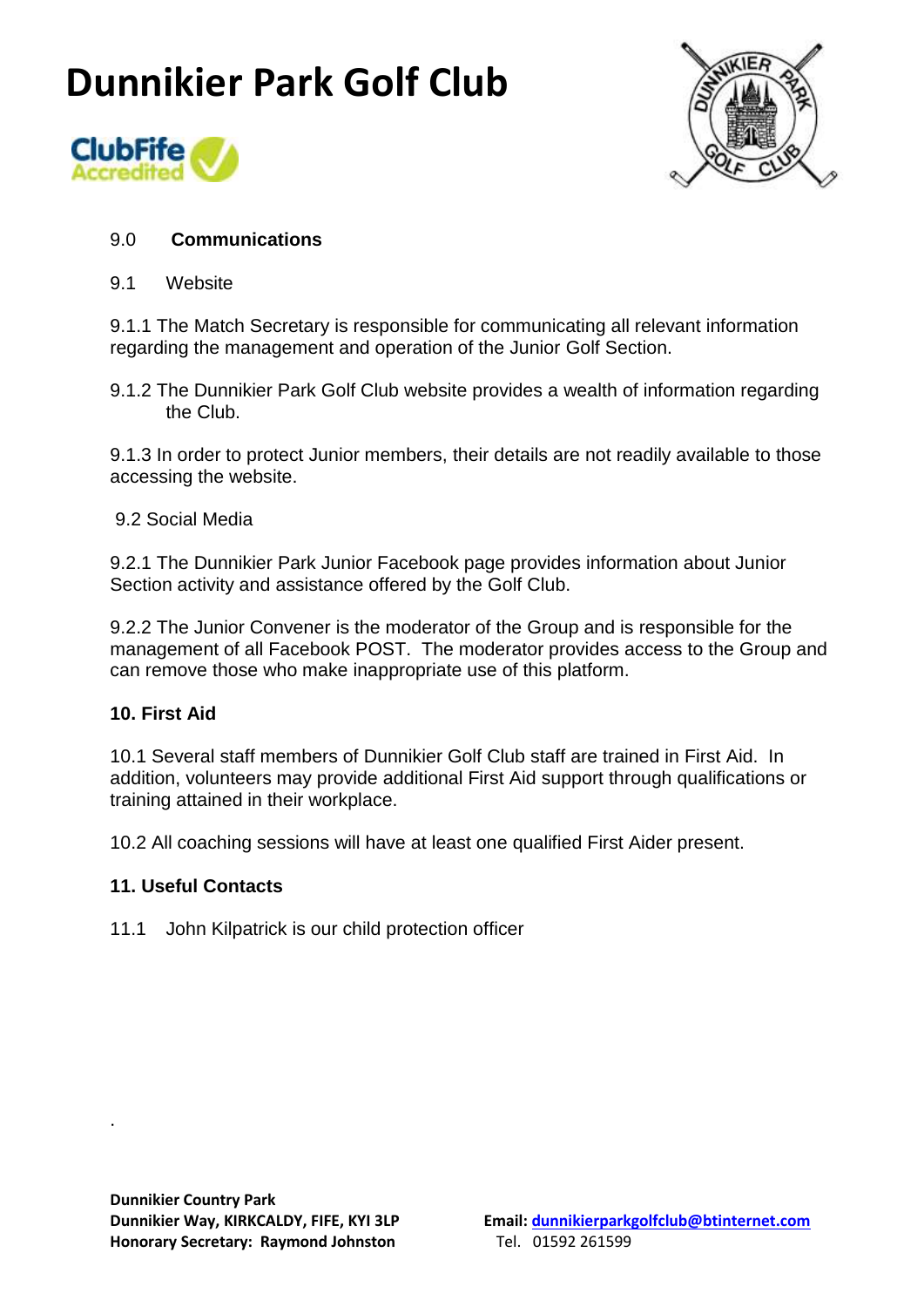9.0 **Communications**

9.1 Website

9.1.1 The Match Secretary is responsible for communicating all relevant information regarding the management and operation of the Junior Golf Section.

9.1.2 The Dunnikier Park Golf Club website provides a wealth of information regarding the Club.

9.1.3 In order to protect Junior members, their details are not readily available to those accessing the website.

9.2 Social Media

9.2.1 The Dunnikier Park Junior Facebook page provides information about Junior Section activity and assistance offered by the Golf Club.

9.2.2 The Junior Convener is the moderator of the Group and is responsible for the management of all Facebook POST. The moderator provides access to the Group and can remove those who make inappropriate use of this platform.

**10. First Aid**

10.1 Several staff members of Dunnikier Golf Club staff are trained in First Aid. In addition, volunteers may provide additional First Aid support through qualifications or training attained in their workplace.

10.2 All coaching sessions will have at least one qualified First Aider present.

**11. Useful Contacts**

11.1 John Kilpatrick is our child protection officer

.